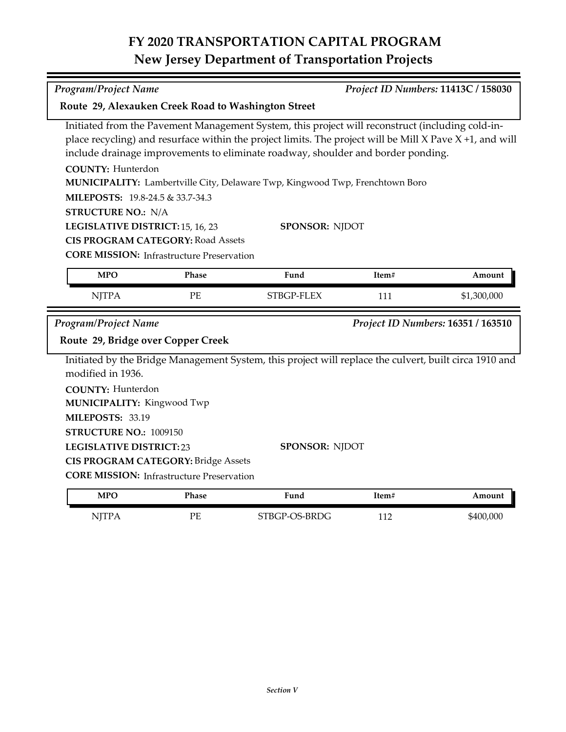# FY 2020 TRANSPORTATION CAPITAL PROGRAM
## New Jersey Department of Transportation Projects

*Program/Project Name* — *Project ID Numbers:* **11413C / 158030**

### Route 29, Alexauken Creek Road to Washington Street

Initiated from the Pavement Management System, this project will reconstruct (including cold-in-place recycling) and resurface within the project limits. The project will be Mill X Pave X +1, and will include drainage improvements to eliminate roadway, shoulder and border ponding.

**COUNTY:** Hunterdon

**MUNICIPALITY:** Lambertville City, Delaware Twp, Kingwood Twp, Frenchtown Boro

**MILEPOSTS:** 19.8-24.5 & 33.7-34.3

**STRUCTURE NO.:** N/A

**LEGISLATIVE DISTRICT:** 15, 16, 23

**SPONSOR:** NJDOT

**CIS PROGRAM CATEGORY:** Road Assets

**CORE MISSION:** Infrastructure Preservation

| MPO | Phase | Fund | Item# | Amount |
|---|---|---|---|---|
| NJTPA | PE | STBGP-FLEX | 111 | $1,300,000 |

*Program/Project Name* — *Project ID Numbers:* **16351 / 163510**

### Route 29, Bridge over Copper Creek

Initiated by the Bridge Management System, this project will replace the culvert, built circa 1910 and modified in 1936.

**COUNTY:** Hunterdon

**MUNICIPALITY:** Kingwood Twp

**MILEPOSTS:** 33.19

**STRUCTURE NO.:** 1009150

**LEGISLATIVE DISTRICT:** 23

**SPONSOR:** NJDOT

**CIS PROGRAM CATEGORY:** Bridge Assets

**CORE MISSION:** Infrastructure Preservation

| MPO | Phase | Fund | Item# | Amount |
|---|---|---|---|---|
| NJTPA | PE | STBGP-OS-BRDG | 112 | $400,000 |

*Section V*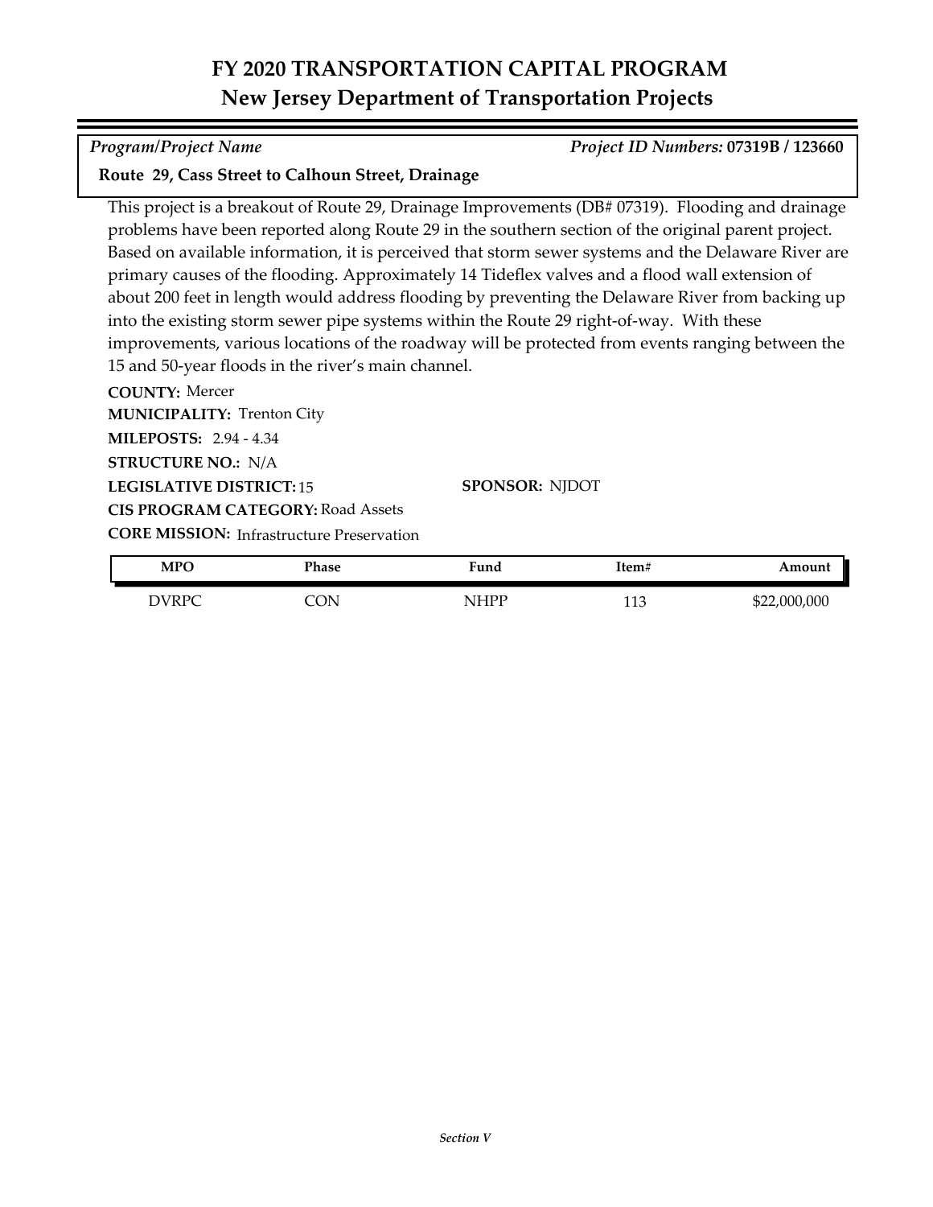# FY 2020 TRANSPORTATION CAPITAL PROGRAM
## New Jersey Department of Transportation Projects

*Program/Project Name* *Project ID Numbers:* **07319B / 123660**

**Route 29, Cass Street to Calhoun Street, Drainage**

This project is a breakout of Route 29, Drainage Improvements (DB# 07319). Flooding and drainage problems have been reported along Route 29 in the southern section of the original parent project. Based on available information, it is perceived that storm sewer systems and the Delaware River are primary causes of the flooding. Approximately 14 Tideflex valves and a flood wall extension of about 200 feet in length would address flooding by preventing the Delaware River from backing up into the existing storm sewer pipe systems within the Route 29 right-of-way. With these improvements, various locations of the roadway will be protected from events ranging between the 15 and 50-year floods in the river's main channel.

**COUNTY:** Mercer
**MUNICIPALITY:** Trenton City
**MILEPOSTS:** 2.94 - 4.34
**STRUCTURE NO.:** N/A
**LEGISLATIVE DISTRICT:** 15
**SPONSOR:** NJDOT
**CIS PROGRAM CATEGORY:** Road Assets
**CORE MISSION:** Infrastructure Preservation

| MPO | Phase | Fund | Item# | Amount |
|---|---|---|---|---|
| DVRPC | CON | NHPP | 113 | $22,000,000 |

*Section V*